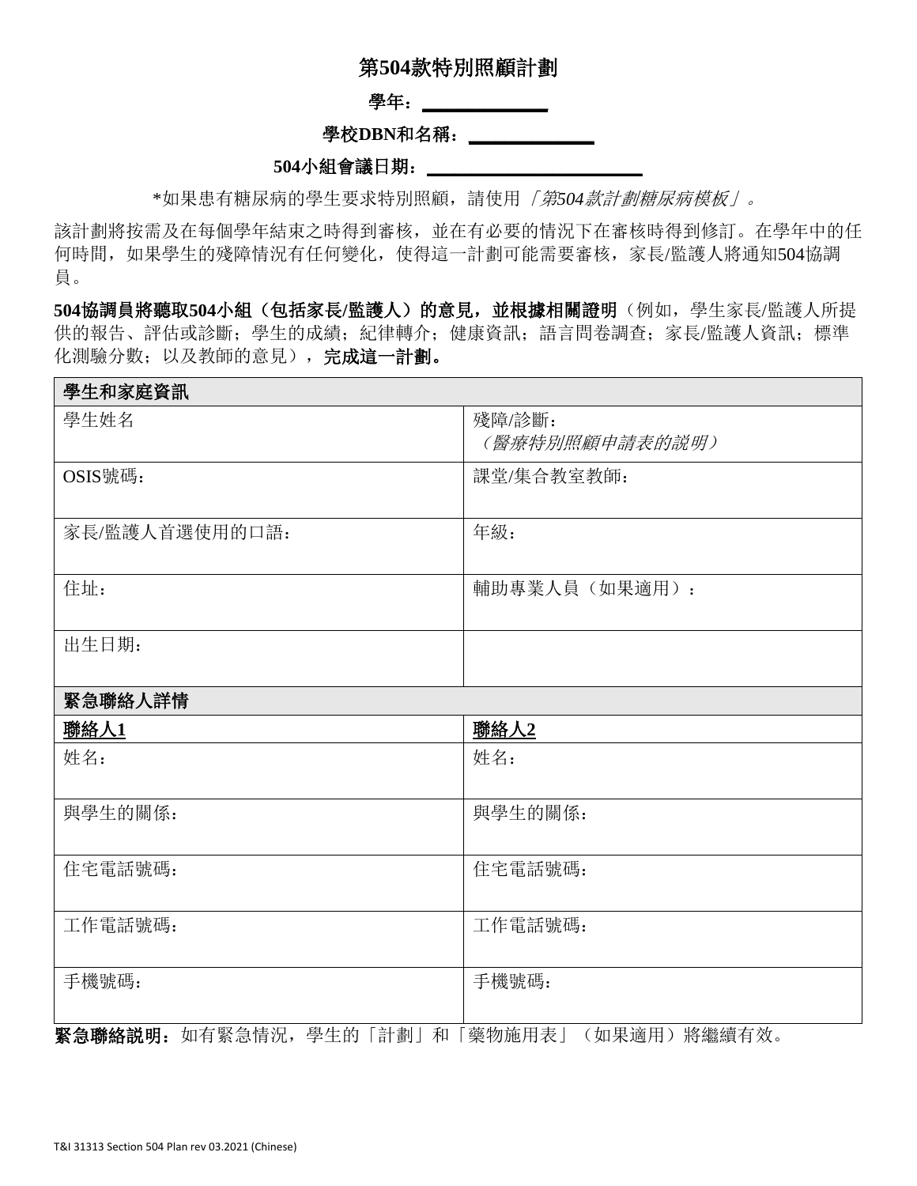# 第504款特別照顧計劃

**學年：______________**

**學校DBN和名稱：______________**

**504小組會議日期：________________________**

*如果患有糖尿病的學生要求特別照顧，請使用 *「第504款計劃糖尿病模板」。*

該計劃將按需及在每個學年結束之時得到審核，並在有必要的情況下在審核時得到修訂。在學年中的任何時間，如果學生的殘障情況有任何變化，使得這一計劃可能需要審核，家長/監護人將通知504協調員。

**504協調員將聽取504小組（包括家長/監護人）的意見，並根據相關證明**（例如，學生家長/監護人所提供的報告、評估或診斷；學生的成績；紀律轉介；健康資訊；語言問卷調查；家長/監護人資訊；標準化測驗分數；以及教師的意見），**完成這一計劃。**

| **學生和家庭資訊** | |
|---|---|
| 學生姓名 | 殘障/診斷：<br>*（醫療特別照顧申請表的說明）* |
| OSIS號碼： | 課堂/集合教室教師： |
| 家長/監護人首選使用的口語： | 年級： |
| 住址： | 輔助專業人員（如果適用）： |
| 出生日期： | |
| **緊急聯絡人詳情** | |
| **聯絡人1** | **聯絡人2** |
| 姓名： | 姓名： |
| 與學生的關係： | 與學生的關係： |
| 住宅電話號碼： | 住宅電話號碼： |
| 工作電話號碼： | 工作電話號碼： |
| 手機號碼： | 手機號碼： |

**緊急聯絡說明：**如有緊急情況，學生的「計劃」和「藥物施用表」（如果適用）將繼續有效。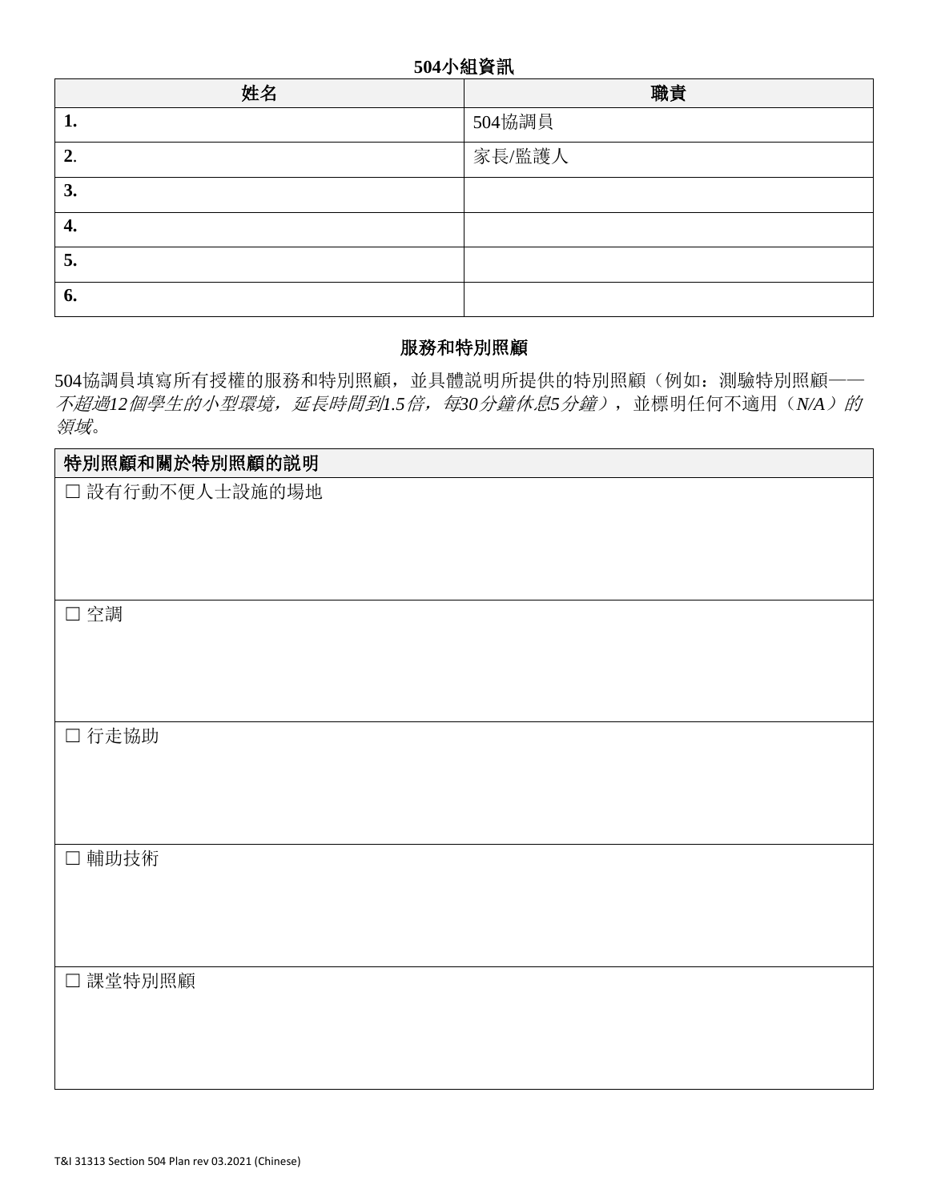## 504小組資訊

| 姓名 | 職責 |
| --- | --- |
| **1.** | 504協調員 |
| **2**. | 家長/監護人 |
| **3.** | |
| **4.** | |
| **5.** | |
| **6.** | |

## 服務和特別照顧

504協調員填寫所有授權的服務和特別照顧，並具體説明所提供的特別照顧（例如：測驗特別照顧——*不超過12個學生的小型環境，延長時間到1.5倍，每30分鐘休息5分鐘*），並標明任何不適用（*N/A*）*的領域*。

| 特別照顧和關於特別照顧的説明 |
| --- |
| ☐ 設有行動不便人士設施的場地 |
| ☐ 空調 |
| ☐ 行走協助 |
| ☐ 輔助技術 |
| ☐ 課堂特別照顧 |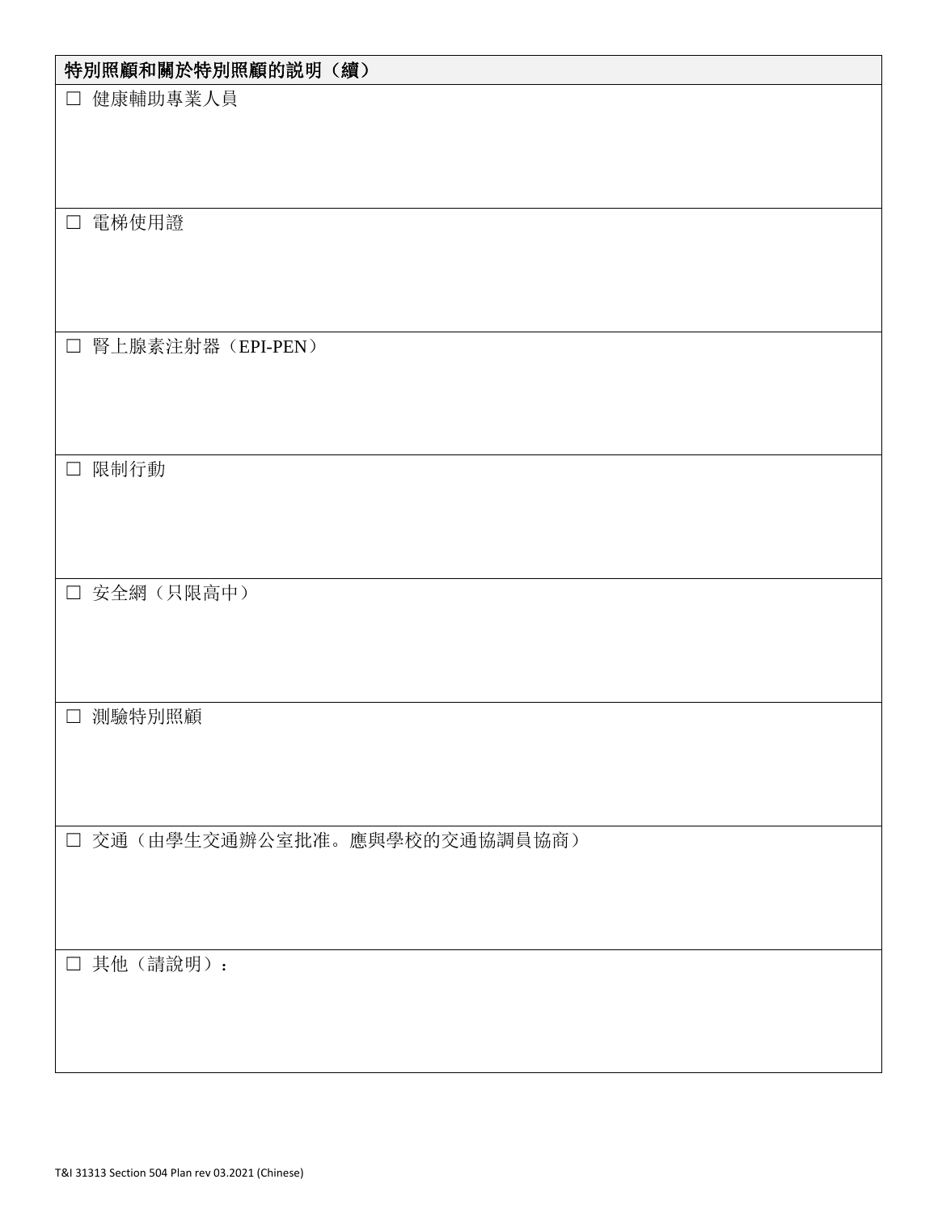| 特別照顧和關於特別照顧的說明（續） |
| --- |
| ☐ 健康輔助專業人員<br><br><br> |
| ☐ 電梯使用證<br><br><br> |
| ☐ 腎上腺素注射器（EPI-PEN）<br><br><br> |
| ☐ 限制行動<br><br><br> |
| ☐ 安全網（只限高中）<br><br><br> |
| ☐ 測驗特別照顧<br><br><br> |
| ☐ 交通（由學生交通辦公室批准。應與學校的交通協調員協商）<br><br><br> |
| ☐ 其他（請說明）：<br><br><br> |

T&I 31313 Section 504 Plan rev 03.2021 (Chinese)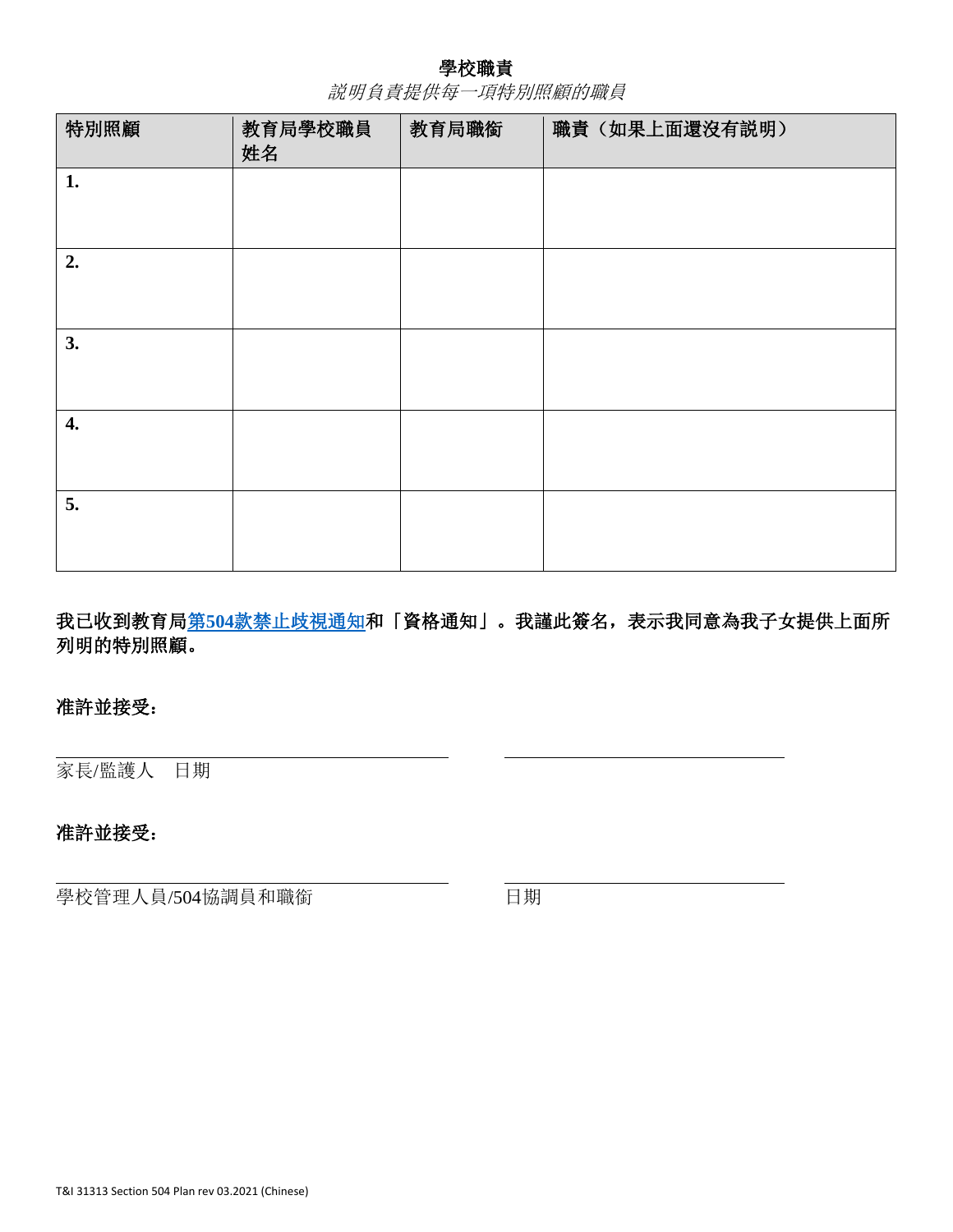## 學校職責

*說明負責提供每一項特別照顧的職員*

| 特別照顧 | 教育局學校職員姓名 | 教育局職銜 | 職責（如果上面還沒有說明） |
|---|---|---|---|
| **1.** | | | |
| **2.** | | | |
| **3.** | | | |
| **4.** | | | |
| **5.** | | | |

**我已收到教育局[第504款禁止歧視通知]和「資格通知」。我謹此簽名，表示我同意為我子女提供上面所列明的特別照顧。**

**准許並接受：**

______________________________　　______________________________

家長/監護人　日期

**准許並接受：**

______________________________　　______________________________

學校管理人員/504協調員和職銜　　日期

T&I 31313 Section 504 Plan rev 03.2021 (Chinese)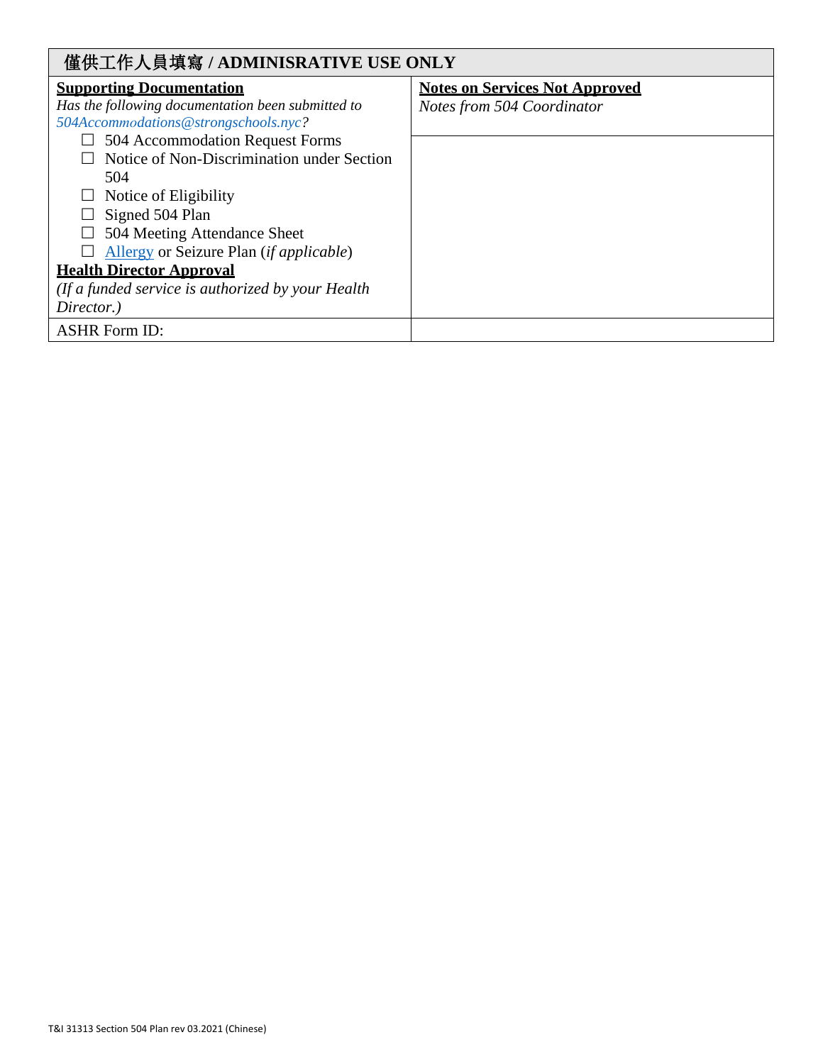| 僅供工作人員填寫 / ADMINISRATIVE USE ONLY | |
|---|---|
| **<u>Supporting Documentation</u>**<br>*Has the following documentation been submitted to 504Accommodations@strongschools.nyc?*<br>☐ 504 Accommodation Request Forms<br>☐ Notice of Non-Discrimination under Section 504<br>☐ Notice of Eligibility<br>☐ Signed 504 Plan<br>☐ 504 Meeting Attendance Sheet<br>☐ Allergy or Seizure Plan (*if applicable*)<br>**<u>Health Director Approval</u>**<br>*(If a funded service is authorized by your Health Director.)* | **<u>Notes on Services Not Approved</u>**<br>*Notes from 504 Coordinator* |
| ASHR Form ID: | |

T&I 31313 Section 504 Plan rev 03.2021 (Chinese)